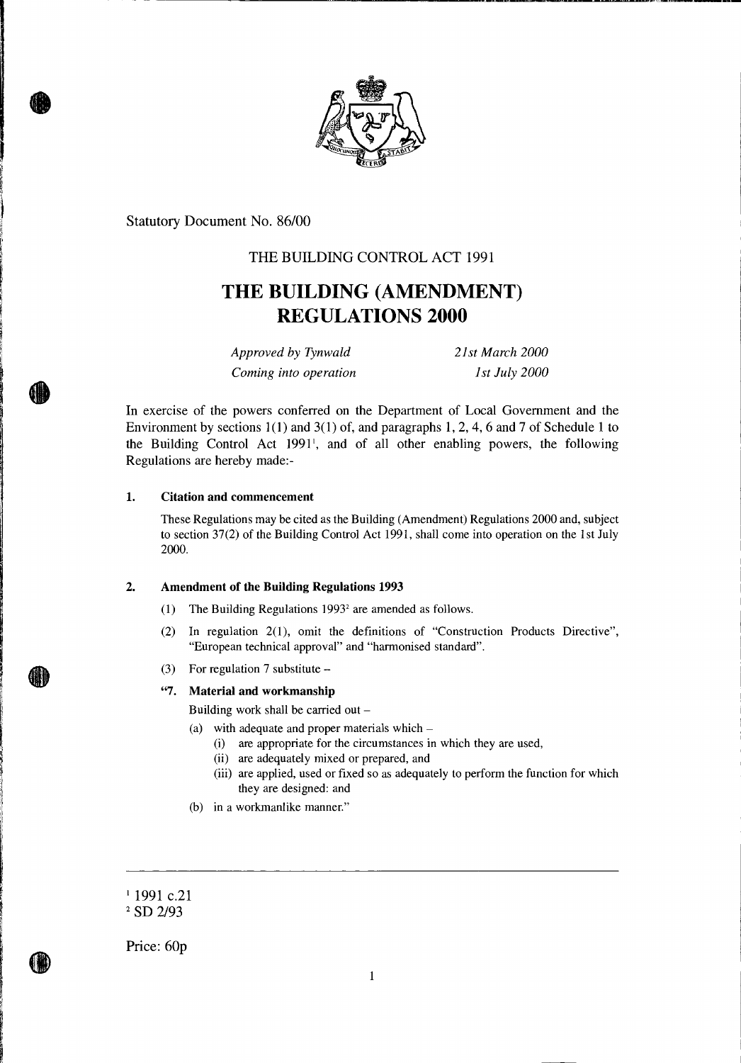Statutory Document No. 86/00

THE BUILDING CONTROL ACT 1991

# THE BUILDING (AMENDMENT) REGULATIONS 2000

| | |
|---|---|
| *Approved by Tynwald* | *21st March 2000* |
| *Coming into operation* | *1st July 2000* |

In exercise of the powers conferred on the Department of Local Government and the Environment by sections 1(1) and 3(1) of, and paragraphs 1, 2, 4, 6 and 7 of Schedule 1 to the Building Control Act 1991[1], and of all other enabling powers, the following Regulations are hereby made:-

### 1. Citation and commencement

These Regulations may be cited as the Building (Amendment) Regulations 2000 and, subject to section 37(2) of the Building Control Act 1991, shall come into operation on the 1st July 2000.

### 2. Amendment of the Building Regulations 1993

(1) The Building Regulations 1993[2] are amended as follows.

(2) In regulation 2(1), omit the definitions of "Construction Products Directive", "European technical approval" and "harmonised standard".

(3) For regulation 7 substitute –

**"7. Material and workmanship**

Building work shall be carried out –

(a) with adequate and proper materials which –

(i) are appropriate for the circumstances in which they are used,

(ii) are adequately mixed or prepared, and

(iii) are applied, used or fixed so as adequately to perform the function for which they are designed: and

(b) in a workmanlike manner."

---

[1] 1991 c.21

[2] SD 2/93

Price: 60p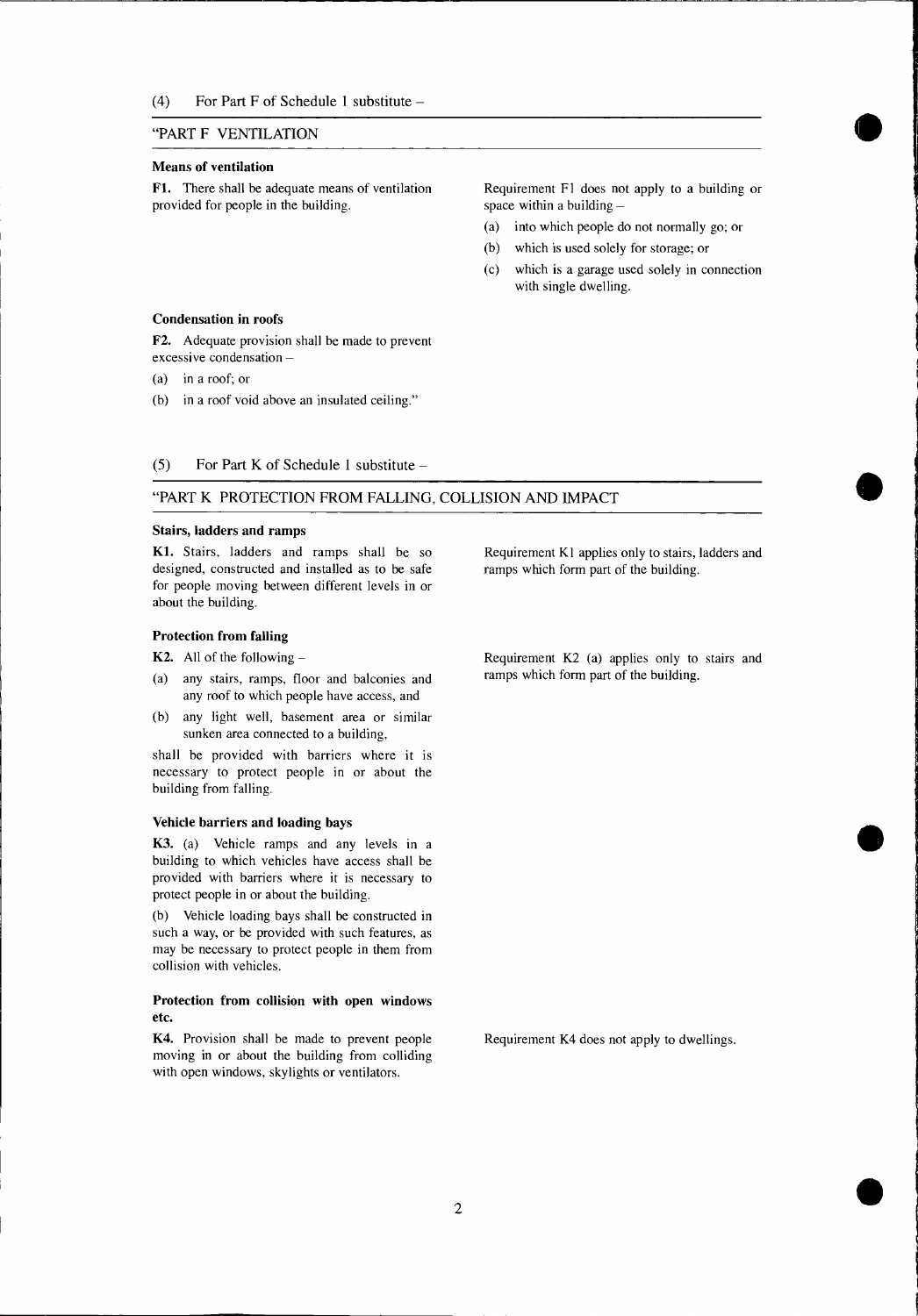(4) For Part F of Schedule 1 substitute –

## "PART F VENTILATION

### Means of ventilation

**F1.** There shall be adequate means of ventilation provided for people in the building.

Requirement F1 does not apply to a building or space within a building –

(a) into which people do not normally go; or

(b) which is used solely for storage; or

(c) which is a garage used solely in connection with single dwelling.

### Condensation in roofs

**F2.** Adequate provision shall be made to prevent excessive condensation –

(a) in a roof; or

(b) in a roof void above an insulated ceiling."

(5) For Part K of Schedule 1 substitute –

## "PART K PROTECTION FROM FALLING, COLLISION AND IMPACT

### Stairs, ladders and ramps

**K1.** Stairs, ladders and ramps shall be so designed, constructed and installed as to be safe for people moving between different levels in or about the building.

Requirement K1 applies only to stairs, ladders and ramps which form part of the building.

### Protection from falling

**K2.** All of the following –

(a) any stairs, ramps, floor and balconies and any roof to which people have access, and

(b) any light well, basement area or similar sunken area connected to a building,

shall be provided with barriers where it is necessary to protect people in or about the building from falling.

Requirement K2 (a) applies only to stairs and ramps which form part of the building.

### Vehicle barriers and loading bays

**K3.** (a) Vehicle ramps and any levels in a building to which vehicles have access shall be provided with barriers where it is necessary to protect people in or about the building.

(b) Vehicle loading bays shall be constructed in such a way, or be provided with such features, as may be necessary to protect people in them from collision with vehicles.

### Protection from collision with open windows etc.

**K4.** Provision shall be made to prevent people moving in or about the building from colliding with open windows, skylights or ventilators.

Requirement K4 does not apply to dwellings.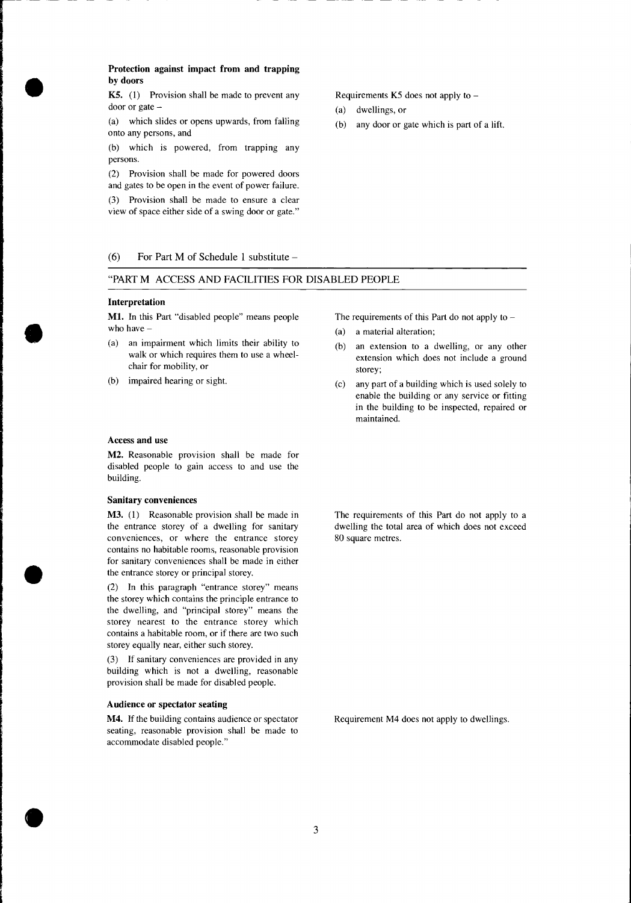**Protection against impact from and trapping by doors**

**K5.** (1) Provision shall be made to prevent any door or gate –

(a) which slides or opens upwards, from falling onto any persons, and

(b) which is powered, from trapping any persons.

(2) Provision shall be made for powered doors and gates to be open in the event of power failure.

(3) Provision shall be made to ensure a clear view of space either side of a swing door or gate."

Requirements K5 does not apply to –

(a) dwellings, or

(b) any door or gate which is part of a lift.

(6) For Part M of Schedule 1 substitute –

"PART M ACCESS AND FACILITIES FOR DISABLED PEOPLE

**Interpretation**

**M1.** In this Part "disabled people" means people who have –

(a) an impairment which limits their ability to walk or which requires them to use a wheel-chair for mobility, or

(b) impaired hearing or sight.

The requirements of this Part do not apply to –

(a) a material alteration;

(b) an extension to a dwelling, or any other extension which does not include a ground storey;

(c) any part of a building which is used solely to enable the building or any service or fitting in the building to be inspected, repaired or maintained.

**Access and use**

**M2.** Reasonable provision shall be made for disabled people to gain access to and use the building.

**Sanitary conveniences**

**M3.** (1) Reasonable provision shall be made in the entrance storey of a dwelling for sanitary conveniences, or where the entrance storey contains no habitable rooms, reasonable provision for sanitary conveniences shall be made in either the entrance storey or principal storey.

(2) In this paragraph "entrance storey" means the storey which contains the principle entrance to the dwelling, and "principal storey" means the storey nearest to the entrance storey which contains a habitable room, or if there are two such storey equally near, either such storey.

(3) If sanitary conveniences are provided in any building which is not a dwelling, reasonable provision shall be made for disabled people.

The requirements of this Part do not apply to a dwelling the total area of which does not exceed 80 square metres.

**Audience or spectator seating**

**M4.** If the building contains audience or spectator seating, reasonable provision shall be made to accommodate disabled people."

Requirement M4 does not apply to dwellings.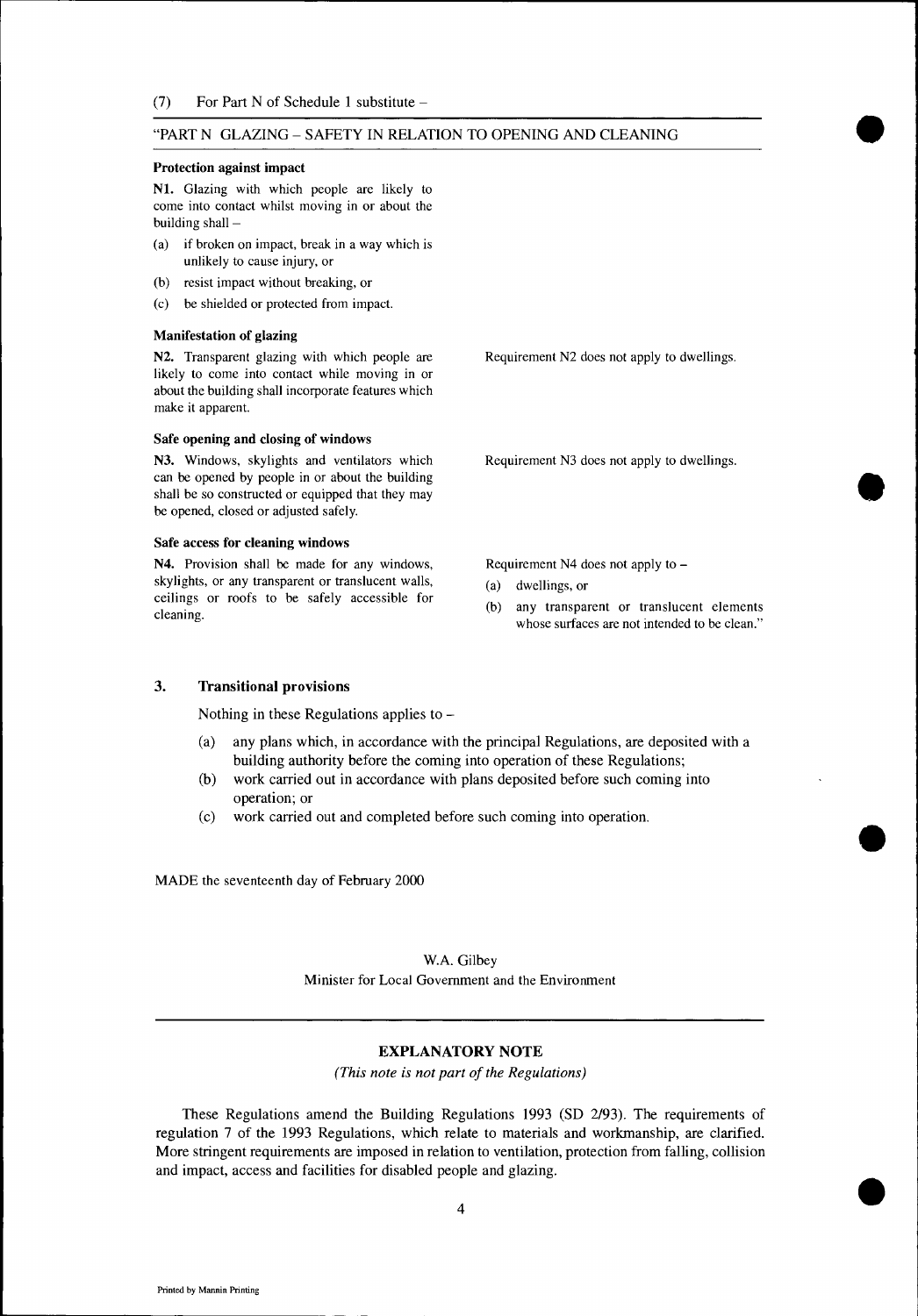(7) For Part N of Schedule 1 substitute –

"PART N GLAZING – SAFETY IN RELATION TO OPENING AND CLEANING

**Protection against impact**

**N1.** Glazing with which people are likely to come into contact whilst moving in or about the building shall –

(a) if broken on impact, break in a way which is unlikely to cause injury, or

(b) resist impact without breaking, or

(c) be shielded or protected from impact.

**Manifestation of glazing**

**N2.** Transparent glazing with which people are likely to come into contact while moving in or about the building shall incorporate features which make it apparent.

Requirement N2 does not apply to dwellings.

**Safe opening and closing of windows**

**N3.** Windows, skylights and ventilators which can be opened by people in or about the building shall be so constructed or equipped that they may be opened, closed or adjusted safely.

Requirement N3 does not apply to dwellings.

**Safe access for cleaning windows**

**N4.** Provision shall be made for any windows, skylights, or any transparent or translucent walls, ceilings or roofs to be safely accessible for cleaning.

Requirement N4 does not apply to –

(a) dwellings, or

(b) any transparent or translucent elements whose surfaces are not intended to be clean."

## 3. Transitional provisions

Nothing in these Regulations applies to –

(a) any plans which, in accordance with the principal Regulations, are deposited with a building authority before the coming into operation of these Regulations;

(b) work carried out in accordance with plans deposited before such coming into operation; or

(c) work carried out and completed before such coming into operation.

MADE the seventeenth day of February 2000

W.A. Gilbey

Minister for Local Government and the Environment

## EXPLANATORY NOTE

*(This note is not part of the Regulations)*

These Regulations amend the Building Regulations 1993 (SD 2/93). The requirements of regulation 7 of the 1993 Regulations, which relate to materials and workmanship, are clarified. More stringent requirements are imposed in relation to ventilation, protection from falling, collision and impact, access and facilities for disabled people and glazing.

Printed by Mannin Printing